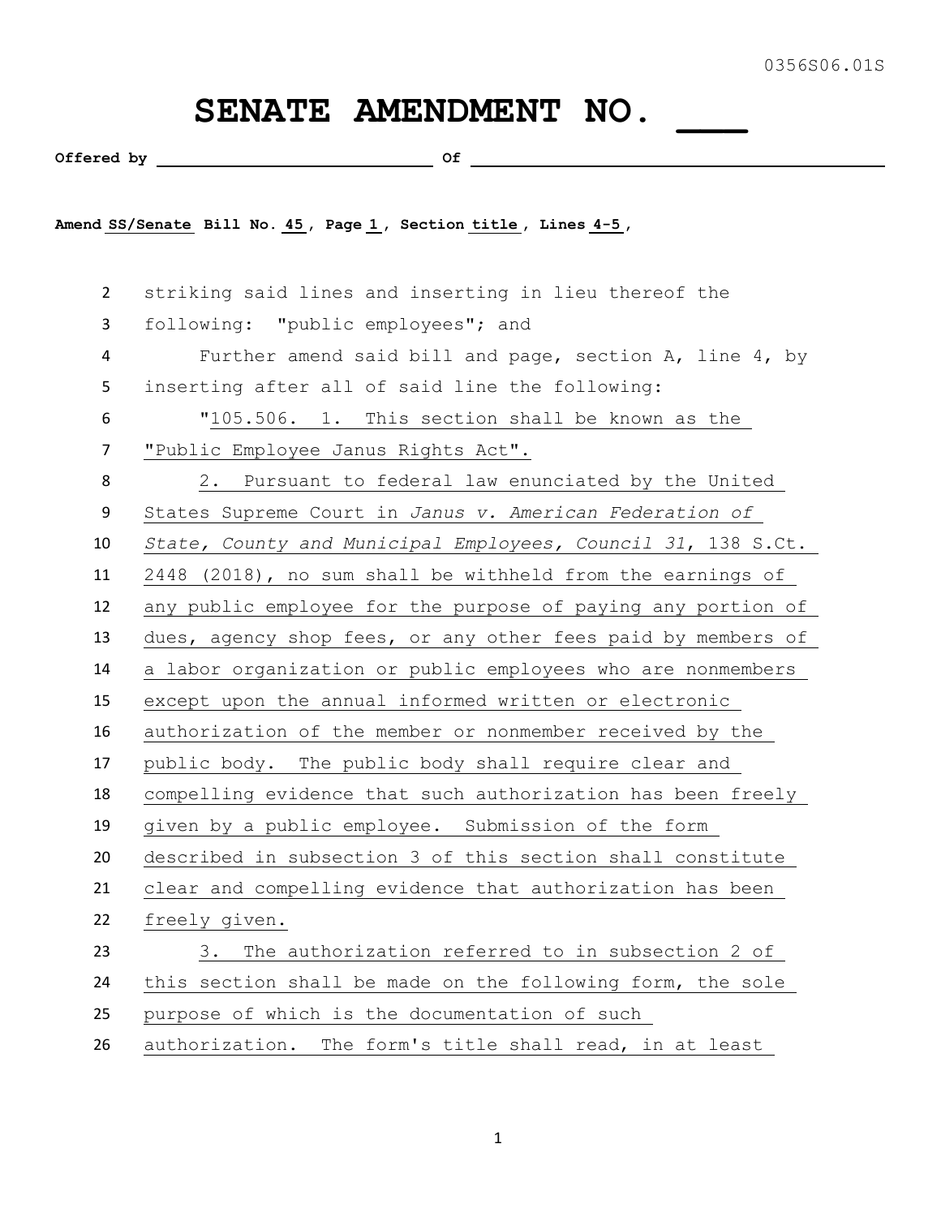0356S06.01S

# SENATE AMENDMENT NO. ___

**Offered by** ______________________ **Of** ______________________

**Amend** SS/Senate **Bill No.** 45 **, Page** 1 **, Section** title **, Lines** 4-5 **,**

striking said lines and inserting in lieu thereof the following: "public employees"; and

Further amend said bill and page, section A, line 4, by inserting after all of said line the following:

"105.506. 1. This section shall be known as the "Public Employee Janus Rights Act".

2. Pursuant to federal law enunciated by the United States Supreme Court in *Janus v. American Federation of State, County and Municipal Employees, Council 31*, 138 S.Ct. 2448 (2018), no sum shall be withheld from the earnings of any public employee for the purpose of paying any portion of dues, agency shop fees, or any other fees paid by members of a labor organization or public employees who are nonmembers except upon the annual informed written or electronic authorization of the member or nonmember received by the public body. The public body shall require clear and compelling evidence that such authorization has been freely given by a public employee. Submission of the form described in subsection 3 of this section shall constitute clear and compelling evidence that authorization has been freely given.

3. The authorization referred to in subsection 2 of this section shall be made on the following form, the sole purpose of which is the documentation of such authorization. The form's title shall read, in at least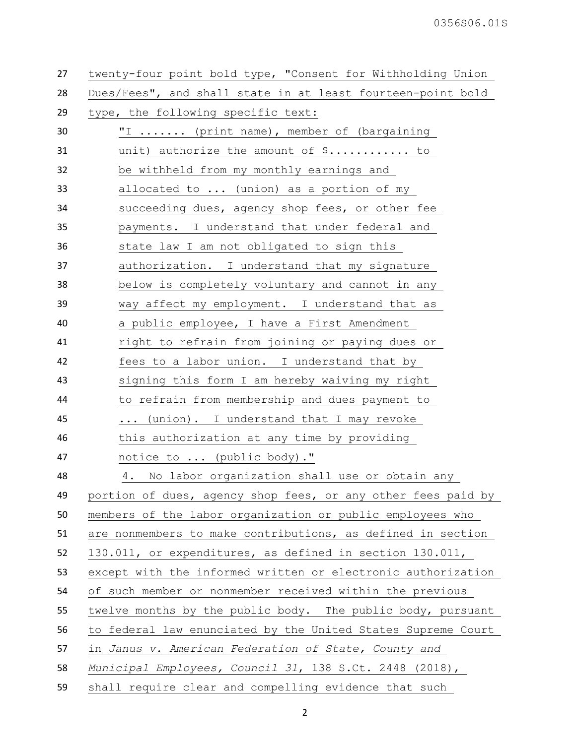twenty-four point bold type, "Consent for Withholding Union Dues/Fees", and shall state in at least fourteen-point bold type, the following specific text:

> "I ....... (print name), member of (bargaining unit) authorize the amount of $........... to be withheld from my monthly earnings and allocated to ... (union) as a portion of my succeeding dues, agency shop fees, or other fee payments. I understand that under federal and state law I am not obligated to sign this authorization. I understand that my signature below is completely voluntary and cannot in any way affect my employment. I understand that as a public employee, I have a First Amendment right to refrain from joining or paying dues or fees to a labor union. I understand that by signing this form I am hereby waiving my right to refrain from membership and dues payment to ... (union). I understand that I may revoke this authorization at any time by providing notice to ... (public body)."

4. No labor organization shall use or obtain any portion of dues, agency shop fees, or any other fees paid by members of the labor organization or public employees who are nonmembers to make contributions, as defined in section 130.011, or expenditures, as defined in section 130.011, except with the informed written or electronic authorization of such member or nonmember received within the previous twelve months by the public body. The public body, pursuant to federal law enunciated by the United States Supreme Court in *Janus v. American Federation of State, County and Municipal Employees, Council 31*, 138 S.Ct. 2448 (2018), shall require clear and compelling evidence that such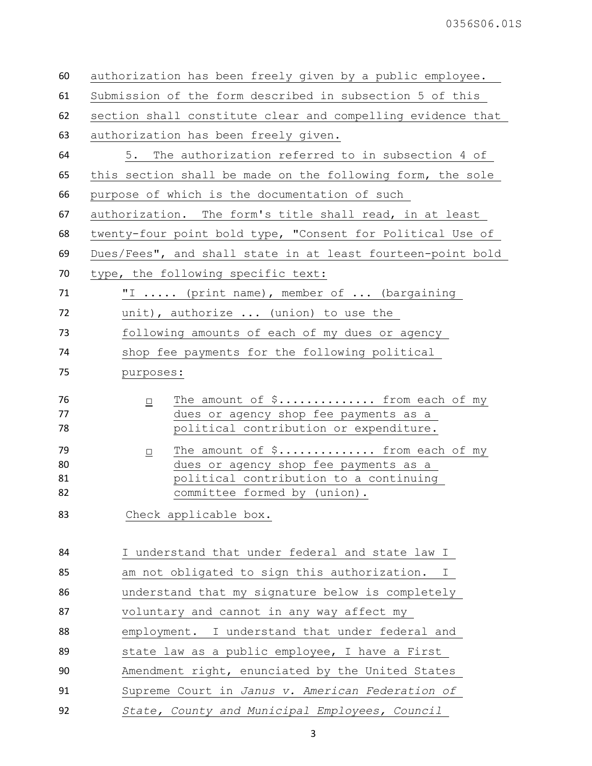authorization has been freely given by a public employee. Submission of the form described in subsection 5 of this section shall constitute clear and compelling evidence that authorization has been freely given.

5. The authorization referred to in subsection 4 of this section shall be made on the following form, the sole purpose of which is the documentation of such authorization. The form's title shall read, in at least twenty-four point bold type, "Consent for Political Use of Dues/Fees", and shall state in at least fourteen-point bold type, the following specific text:

> "I ..... (print name), member of ... (bargaining unit), authorize ... (union) to use the following amounts of each of my dues or agency shop fee payments for the following political purposes:
>
> - ☐ The amount of $............. from each of my dues or agency shop fee payments as a political contribution or expenditure.
> - ☐ The amount of $............. from each of my dues or agency shop fee payments as a political contribution to a continuing committee formed by (union).
>
> Check applicable box.
>
> I understand that under federal and state law I am not obligated to sign this authorization. I understand that my signature below is completely voluntary and cannot in any way affect my employment. I understand that under federal and state law as a public employee, I have a First Amendment right, enunciated by the United States Supreme Court in *Janus v. American Federation of State, County and Municipal Employees, Council*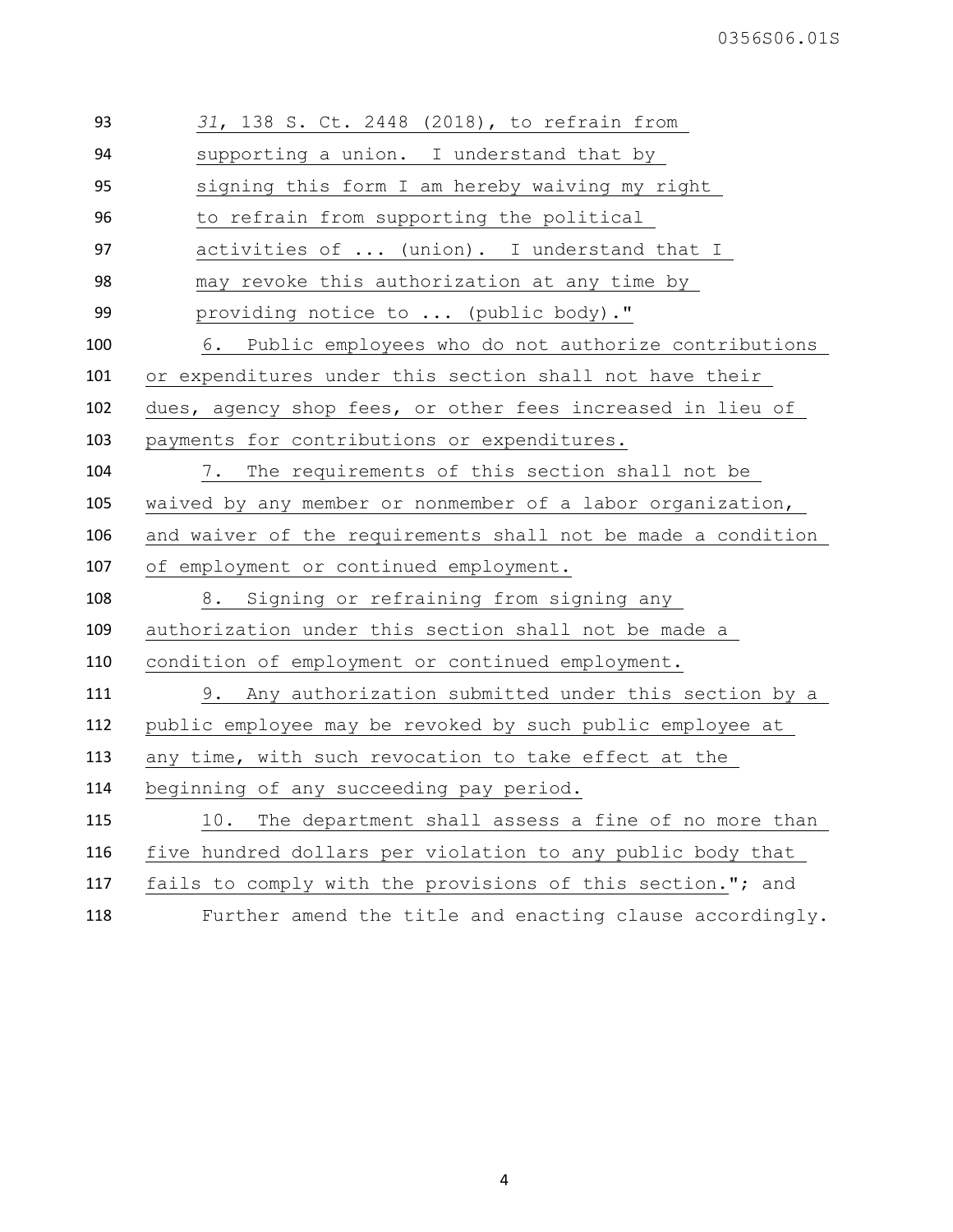*31*, 138 S. Ct. 2448 (2018), to refrain from supporting a union. I understand that by signing this form I am hereby waiving my right to refrain from supporting the political activities of ... (union). I understand that I may revoke this authorization at any time by providing notice to ... (public body)."

6. Public employees who do not authorize contributions or expenditures under this section shall not have their dues, agency shop fees, or other fees increased in lieu of payments for contributions or expenditures.

7. The requirements of this section shall not be waived by any member or nonmember of a labor organization, and waiver of the requirements shall not be made a condition of employment or continued employment.

8. Signing or refraining from signing any authorization under this section shall not be made a condition of employment or continued employment.

9. Any authorization submitted under this section by a public employee may be revoked by such public employee at any time, with such revocation to take effect at the beginning of any succeeding pay period.

10. The department shall assess a fine of no more than five hundred dollars per violation to any public body that fails to comply with the provisions of this section."; and

Further amend the title and enacting clause accordingly.